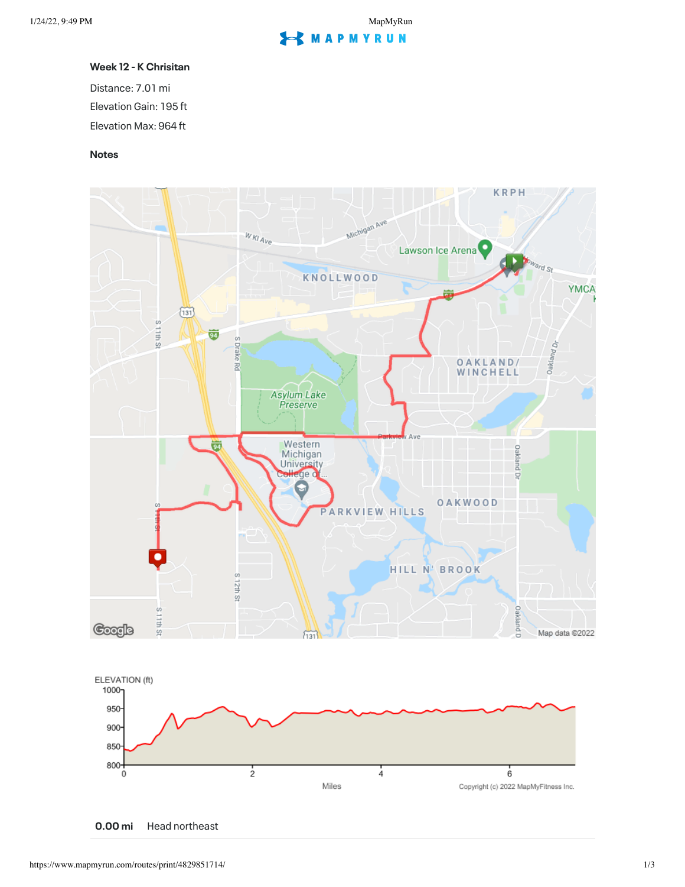**Week 12 - K Chrisitan**

Distance: 7.01 mi

Elevation Gain: 195 ft

Elevation Max: 964 ft

**Notes**

KRPH

Lawson Ice Arena

Howard St

YMCA

W Kl Ave

Michigan Ave

KNOLLWOOD

131

94

S 11th St

S Drake Rd

Asylum Lake Preserve

OAKLAND/ WINCHELL

Oakland Dr

Parkview Ave

Western Michigan University College of...

PARKVIEW HILLS

OAKWOOD

HILL N' BROOK

S 12th St

Google

Map data ©2022

ELEVATION (ft)

1000

950

900

850

800

0

2

4

6

Miles

Copyright (c) 2022 MapMyFitness Inc.

**0.00 mi** Head northeast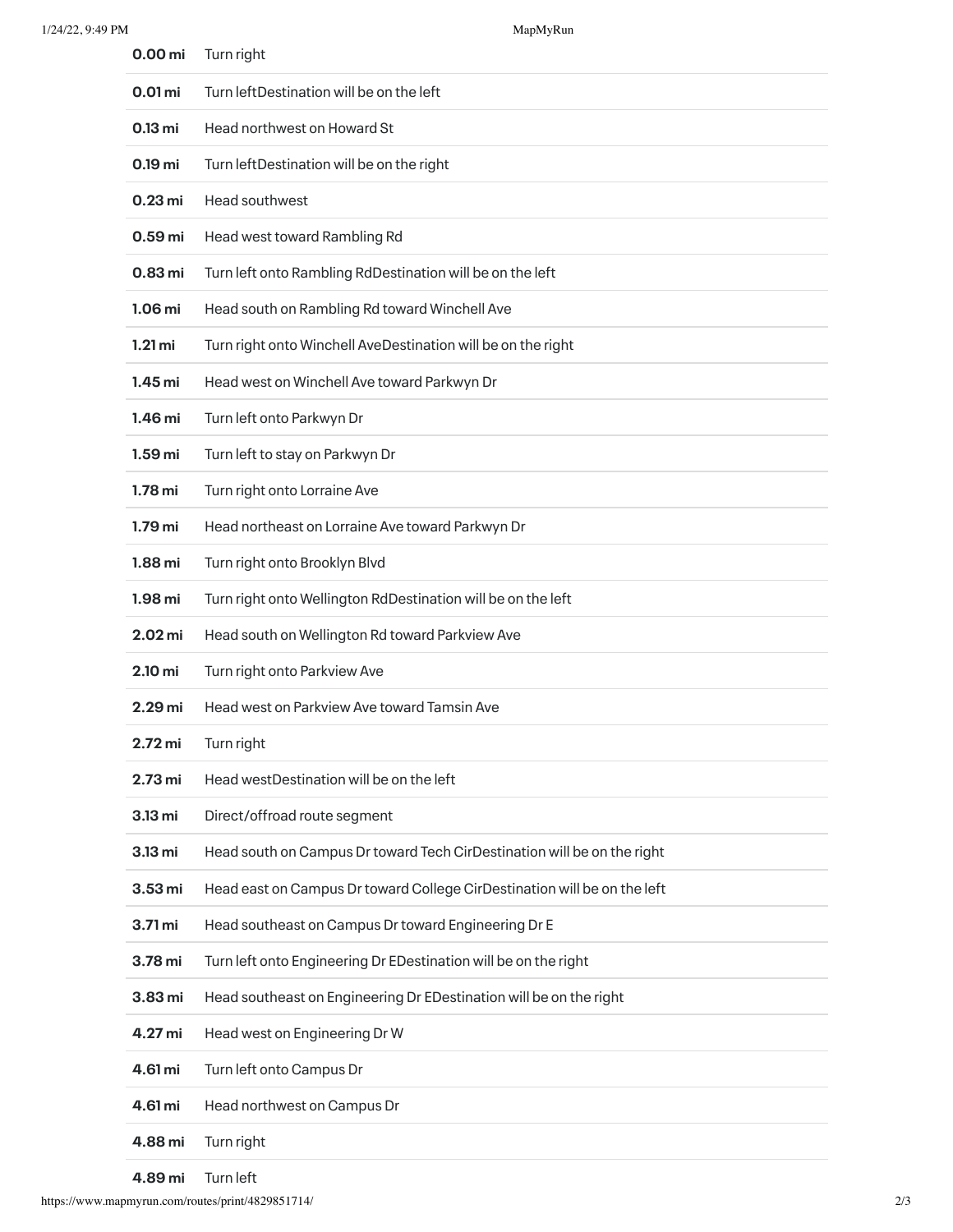| | |
|---|---|
| **0.00 mi** | Turn right |
| **0.01 mi** | Turn leftDestination will be on the left |
| **0.13 mi** | Head northwest on Howard St |
| **0.19 mi** | Turn leftDestination will be on the right |
| **0.23 mi** | Head southwest |
| **0.59 mi** | Head west toward Rambling Rd |
| **0.83 mi** | Turn left onto Rambling RdDestination will be on the left |
| **1.06 mi** | Head south on Rambling Rd toward Winchell Ave |
| **1.21 mi** | Turn right onto Winchell AveDestination will be on the right |
| **1.45 mi** | Head west on Winchell Ave toward Parkwyn Dr |
| **1.46 mi** | Turn left onto Parkwyn Dr |
| **1.59 mi** | Turn left to stay on Parkwyn Dr |
| **1.78 mi** | Turn right onto Lorraine Ave |
| **1.79 mi** | Head northeast on Lorraine Ave toward Parkwyn Dr |
| **1.88 mi** | Turn right onto Brooklyn Blvd |
| **1.98 mi** | Turn right onto Wellington RdDestination will be on the left |
| **2.02 mi** | Head south on Wellington Rd toward Parkview Ave |
| **2.10 mi** | Turn right onto Parkview Ave |
| **2.29 mi** | Head west on Parkview Ave toward Tamsin Ave |
| **2.72 mi** | Turn right |
| **2.73 mi** | Head westDestination will be on the left |
| **3.13 mi** | Direct/offroad route segment |
| **3.13 mi** | Head south on Campus Dr toward Tech CirDestination will be on the right |
| **3.53 mi** | Head east on Campus Dr toward College CirDestination will be on the left |
| **3.71 mi** | Head southeast on Campus Dr toward Engineering Dr E |
| **3.78 mi** | Turn left onto Engineering Dr EDestination will be on the right |
| **3.83 mi** | Head southeast on Engineering Dr EDestination will be on the right |
| **4.27 mi** | Head west on Engineering Dr W |
| **4.61 mi** | Turn left onto Campus Dr |
| **4.61 mi** | Head northwest on Campus Dr |
| **4.88 mi** | Turn right |
| **4.89 mi** | Turn left |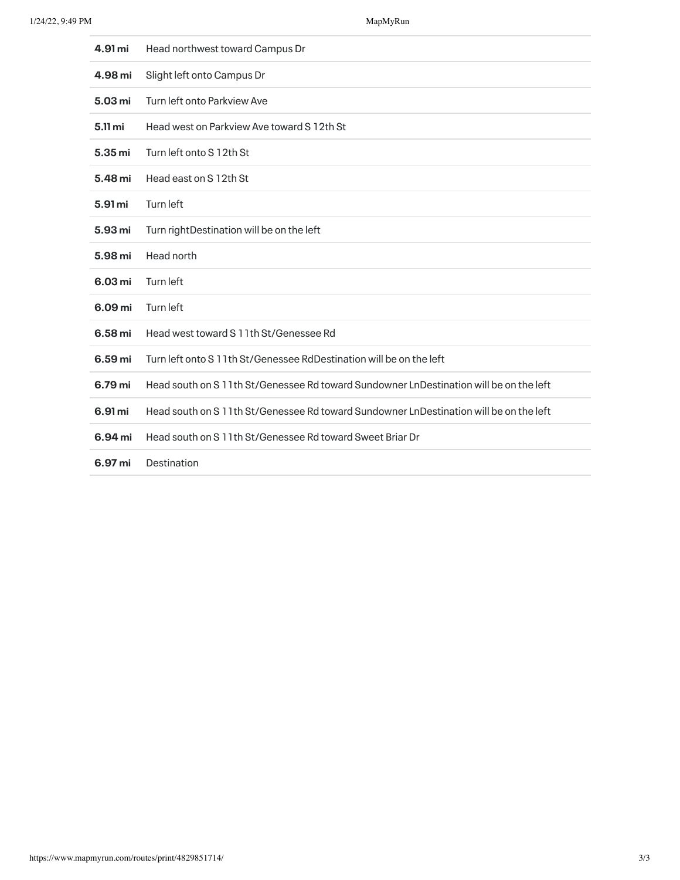| | |
|---|---|
| **4.91 mi** | Head northwest toward Campus Dr |
| **4.98 mi** | Slight left onto Campus Dr |
| **5.03 mi** | Turn left onto Parkview Ave |
| **5.11 mi** | Head west on Parkview Ave toward S 12th St |
| **5.35 mi** | Turn left onto S 12th St |
| **5.48 mi** | Head east on S 12th St |
| **5.91 mi** | Turn left |
| **5.93 mi** | Turn rightDestination will be on the left |
| **5.98 mi** | Head north |
| **6.03 mi** | Turn left |
| **6.09 mi** | Turn left |
| **6.58 mi** | Head west toward S 11th St/Genessee Rd |
| **6.59 mi** | Turn left onto S 11th St/Genessee RdDestination will be on the left |
| **6.79 mi** | Head south on S 11th St/Genessee Rd toward Sundowner LnDestination will be on the left |
| **6.91 mi** | Head south on S 11th St/Genessee Rd toward Sundowner LnDestination will be on the left |
| **6.94 mi** | Head south on S 11th St/Genessee Rd toward Sweet Briar Dr |
| **6.97 mi** | Destination |